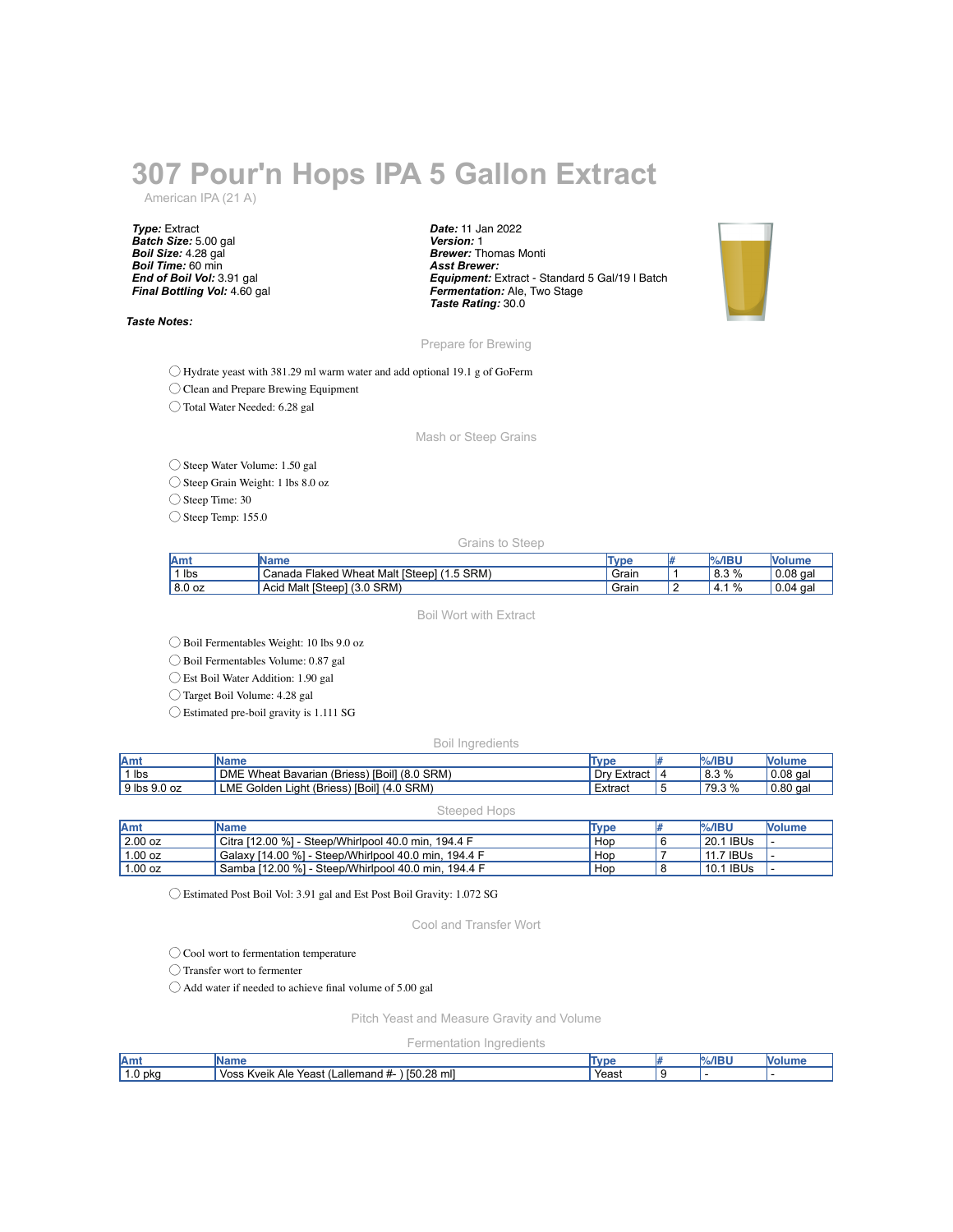# 307 Pour'n Hops IPA 5 Gallon Extract

American IPA (21 A)

***Type:*** Extract
***Batch Size:*** 5.00 gal
***Boil Size:*** 4.28 gal
***Boil Time:*** 60 min
***End of Boil Vol:*** 3.91 gal
***Final Bottling Vol:*** 4.60 gal

***Date:*** 11 Jan 2022
***Version:*** 1
***Brewer:*** Thomas Monti
***Asst Brewer:***
***Equipment:*** Extract - Standard 5 Gal/19 l Batch
***Fermentation:*** Ale, Two Stage
***Taste Rating:*** 30.0

***Taste Notes:***

## Prepare for Brewing

- ◯ Hydrate yeast with 381.29 ml warm water and add optional 19.1 g of GoFerm
- ◯ Clean and Prepare Brewing Equipment
- ◯ Total Water Needed: 6.28 gal

## Mash or Steep Grains

- ◯ Steep Water Volume: 1.50 gal
- ◯ Steep Grain Weight: 1 lbs 8.0 oz
- ◯ Steep Time: 30
- ◯ Steep Temp: 155.0

### Grains to Steep

| Amt | Name | Type | # | %/IBU | Volume |
|---|---|---|---|---|---|
| 1 lbs | Canada Flaked Wheat Malt [Steep] (1.5 SRM) | Grain | 1 | 8.3 % | 0.08 gal |
| 8.0 oz | Acid Malt [Steep] (3.0 SRM) | Grain | 2 | 4.1 % | 0.04 gal |

## Boil Wort with Extract

- ◯ Boil Fermentables Weight: 10 lbs 9.0 oz
- ◯ Boil Fermentables Volume: 0.87 gal
- ◯ Est Boil Water Addition: 1.90 gal
- ◯ Target Boil Volume: 4.28 gal
- ◯ Estimated pre-boil gravity is 1.111 SG

### Boil Ingredients

| Amt | Name | Type | # | %/IBU | Volume |
|---|---|---|---|---|---|
| 1 lbs | DME Wheat Bavarian (Briess) [Boil] (8.0 SRM) | Dry Extract | 4 | 8.3 % | 0.08 gal |
| 9 lbs 9.0 oz | LME Golden Light (Briess) [Boil] (4.0 SRM) | Extract | 5 | 79.3 % | 0.80 gal |

### Steeped Hops

| Amt | Name | Type | # | %/IBU | Volume |
|---|---|---|---|---|---|
| 2.00 oz | Citra [12.00 %] - Steep/Whirlpool 40.0 min, 194.4 F | Hop | 6 | 20.1 IBUs | - |
| 1.00 oz | Galaxy [14.00 %] - Steep/Whirlpool 40.0 min, 194.4 F | Hop | 7 | 11.7 IBUs | - |
| 1.00 oz | Samba [12.00 %] - Steep/Whirlpool 40.0 min, 194.4 F | Hop | 8 | 10.1 IBUs | - |

- ◯ Estimated Post Boil Vol: 3.91 gal and Est Post Boil Gravity: 1.072 SG

## Cool and Transfer Wort

- ◯ Cool wort to fermentation temperature
- ◯ Transfer wort to fermenter
- ◯ Add water if needed to achieve final volume of 5.00 gal

## Pitch Yeast and Measure Gravity and Volume

### Fermentation Ingredients

| Amt | Name | Type | # | %/IBU | Volume |
|---|---|---|---|---|---|
| 1.0 pkg | Voss Kveik Ale Yeast (Lallemand #- ) [50.28 ml] | Yeast | 9 | - | - |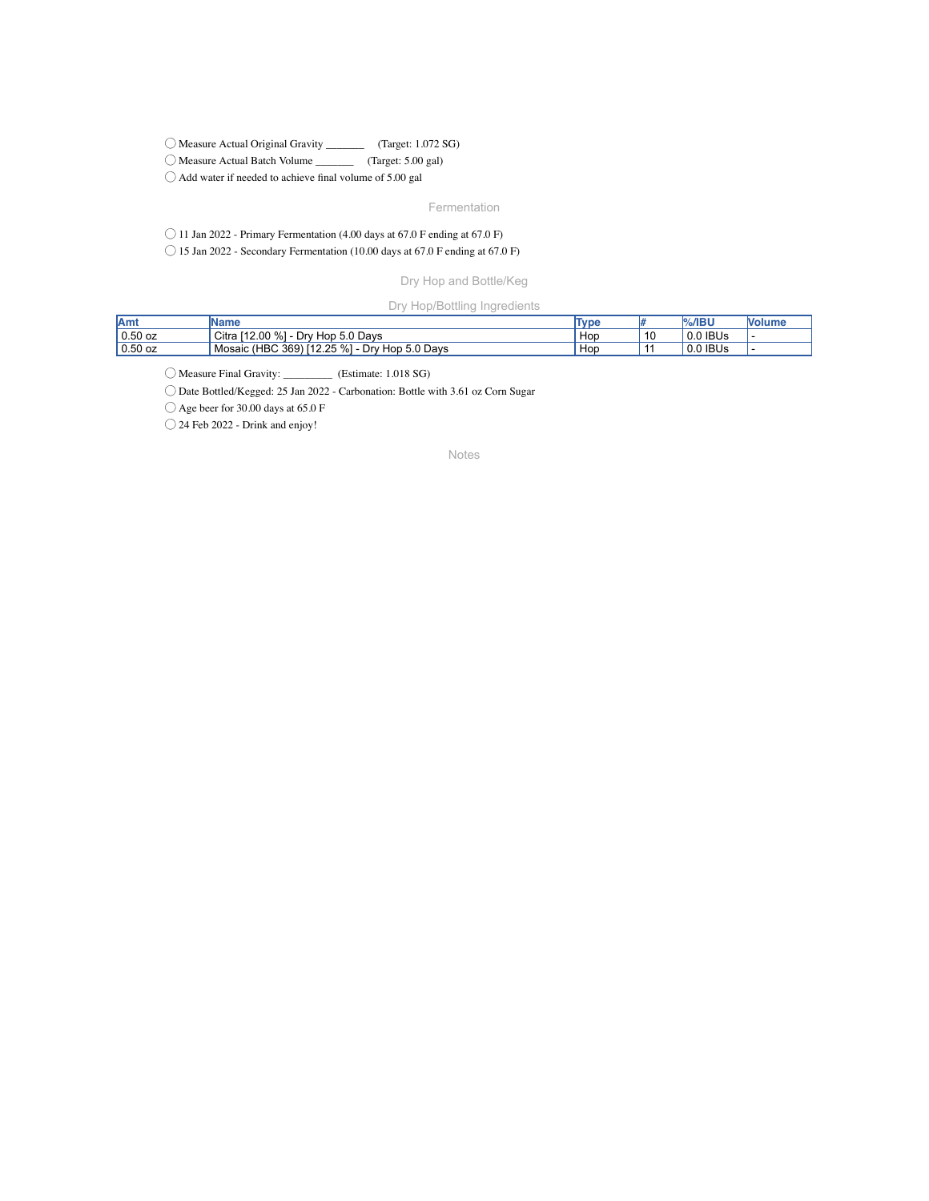◯ Measure Actual Original Gravity _______ (Target: 1.072 SG)

◯ Measure Actual Batch Volume _______ (Target: 5.00 gal)

◯ Add water if needed to achieve final volume of 5.00 gal

## Fermentation

◯ 11 Jan 2022 - Primary Fermentation (4.00 days at 67.0 F ending at 67.0 F)

◯ 15 Jan 2022 - Secondary Fermentation (10.00 days at 67.0 F ending at 67.0 F)

## Dry Hop and Bottle/Keg

### Dry Hop/Bottling Ingredients

| Amt | Name | Type | # | %/IBU | Volume |
|---|---|---|---|---|---|
| 0.50 oz | Citra [12.00 %] - Dry Hop 5.0 Days | Hop | 10 | 0.0 IBUs | - |
| 0.50 oz | Mosaic (HBC 369) [12.25 %] - Dry Hop 5.0 Days | Hop | 11 | 0.0 IBUs | - |

◯ Measure Final Gravity: _________ (Estimate: 1.018 SG)

◯ Date Bottled/Kegged: 25 Jan 2022 - Carbonation: Bottle with 3.61 oz Corn Sugar

◯ Age beer for 30.00 days at 65.0 F

◯ 24 Feb 2022 - Drink and enjoy!

## Notes